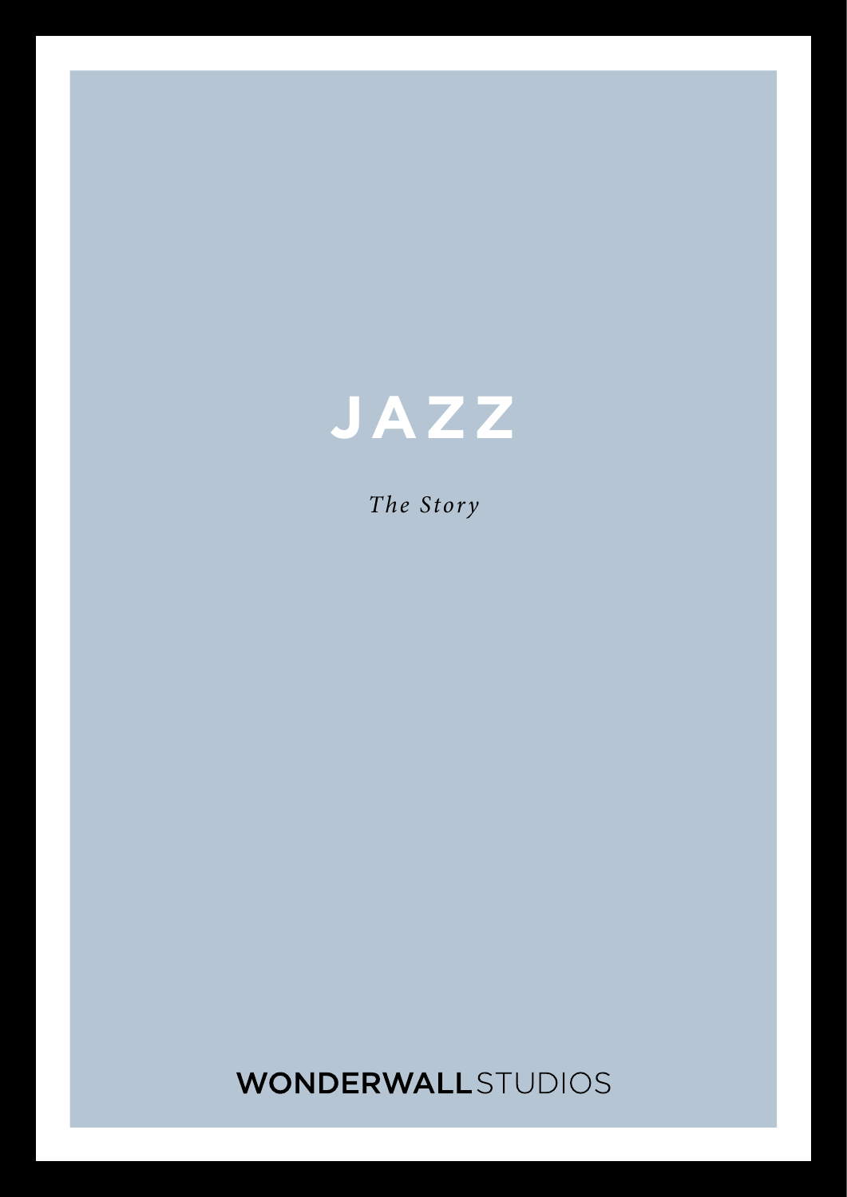# JAZZ

*The Story*

WONDERWALL STUDIOS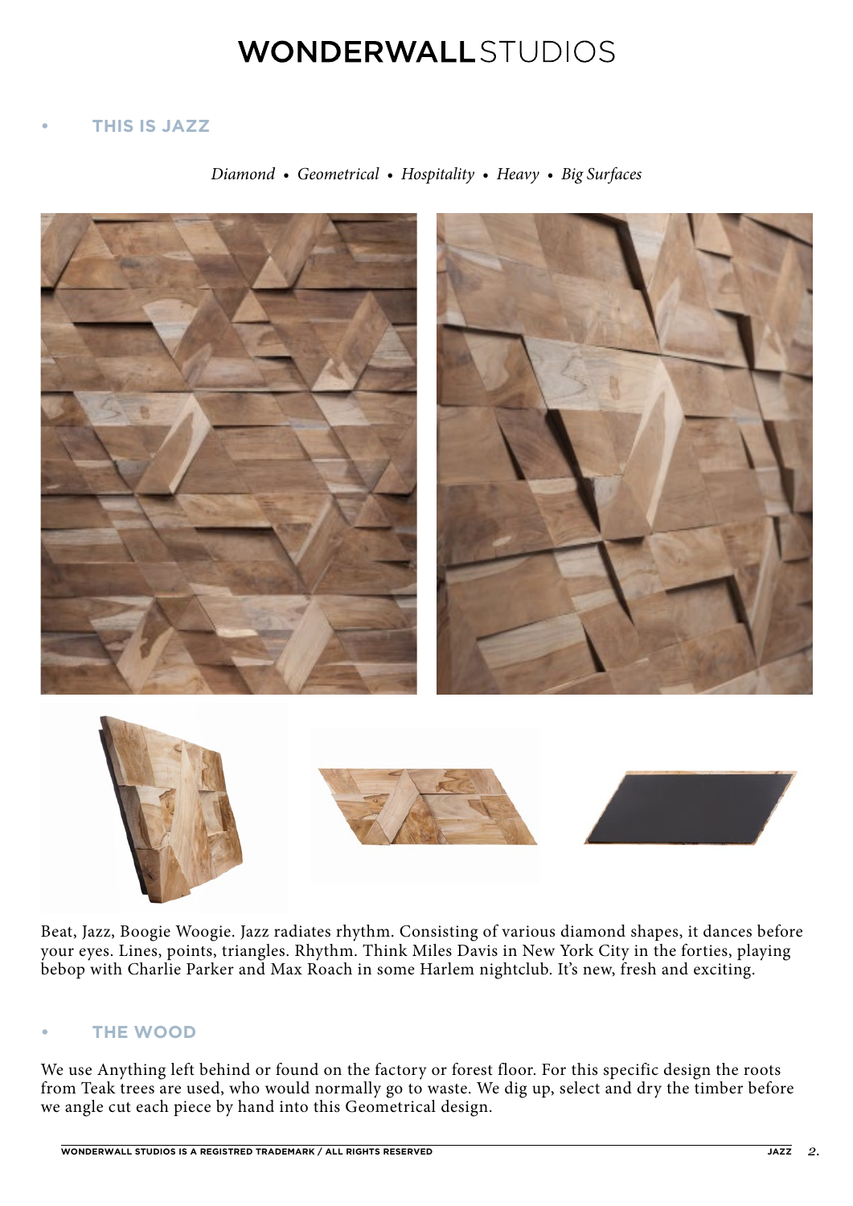# WONDERWALLSTUDIOS

## • THIS IS JAZZ

*Diamond • Geometrical • Hospitality • Heavy • Big Surfaces*

Beat, Jazz, Boogie Woogie. Jazz radiates rhythm. Consisting of various diamond shapes, it dances before your eyes. Lines, points, triangles. Rhythm. Think Miles Davis in New York City in the forties, playing bebop with Charlie Parker and Max Roach in some Harlem nightclub. It's new, fresh and exciting.

## • THE WOOD

We use Anything left behind or found on the factory or forest floor. For this specific design the roots from Teak trees are used, who would normally go to waste. We dig up, select and dry the timber before we angle cut each piece by hand into this Geometrical design.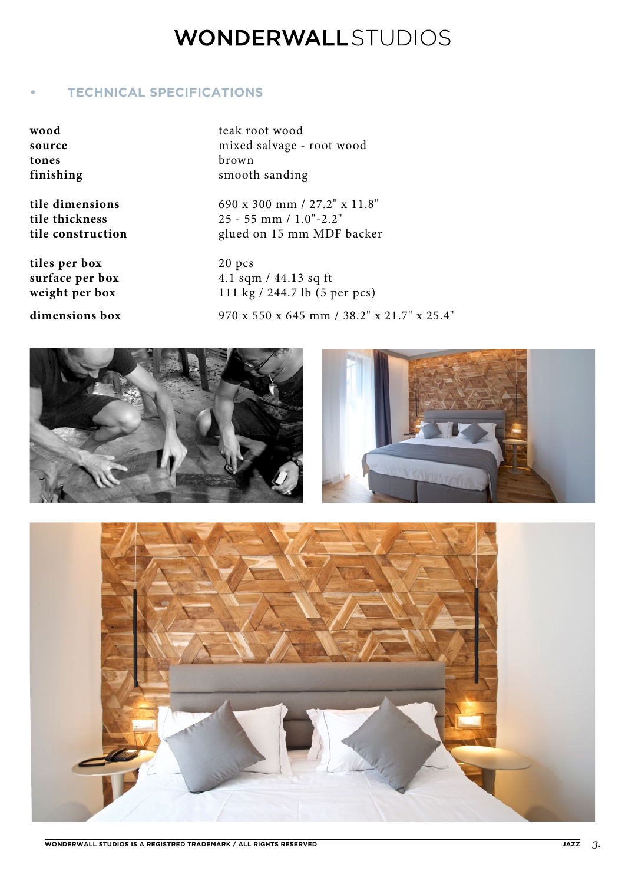# WONDERWALLSTUDIOS

## • TECHNICAL SPECIFICATIONS

| | |
|---|---|
| **wood** | teak root wood |
| **source** | mixed salvage - root wood |
| **tones** | brown |
| **finishing** | smooth sanding |
| **tile dimensions** | 690 x 300 mm / 27.2" x 11.8" |
| **tile thickness** | 25 - 55 mm / 1.0"-2.2" |
| **tile construction** | glued on 15 mm MDF backer |
| **tiles per box** | 20 pcs |
| **surface per box** | 4.1 sqm / 44.13 sq ft |
| **weight per box** | 111 kg / 244.7 lb (5 per pcs) |
| **dimensions box** | 970 x 550 x 645 mm / 38.2" x 21.7" x 25.4" |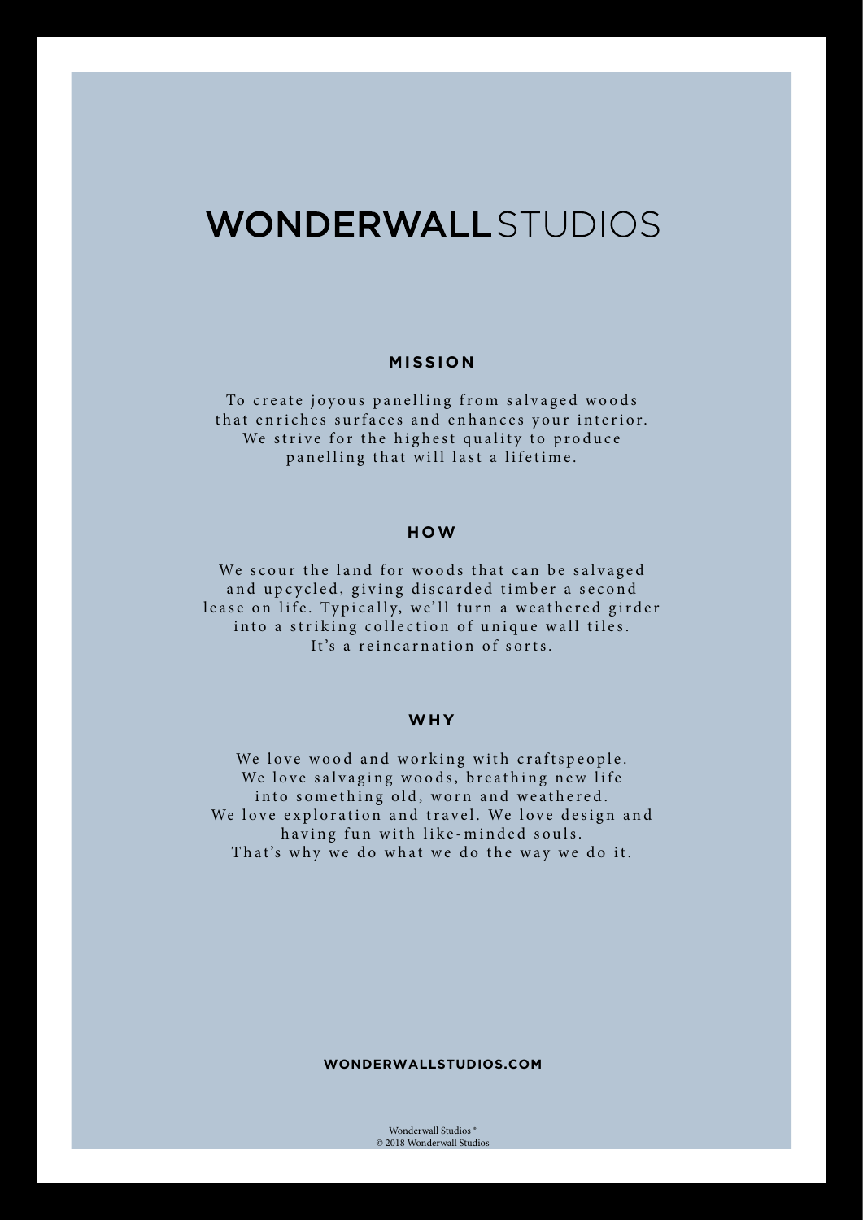# WONDERWALL STUDIOS

## MISSION

To create joyous panelling from salvaged woods that enriches surfaces and enhances your interior. We strive for the highest quality to produce panelling that will last a lifetime.

## HOW

We scour the land for woods that can be salvaged and upcycled, giving discarded timber a second lease on life. Typically, we'll turn a weathered girder into a striking collection of unique wall tiles. It's a reincarnation of sorts.

## WHY

We love wood and working with craftspeople.
We love salvaging woods, breathing new life into something old, worn and weathered.
We love exploration and travel. We love design and having fun with like-minded souls.
That's why we do what we do the way we do it.

**WONDERWALLSTUDIOS.COM**

Wonderwall Studios ®
© 2018 Wonderwall Studios